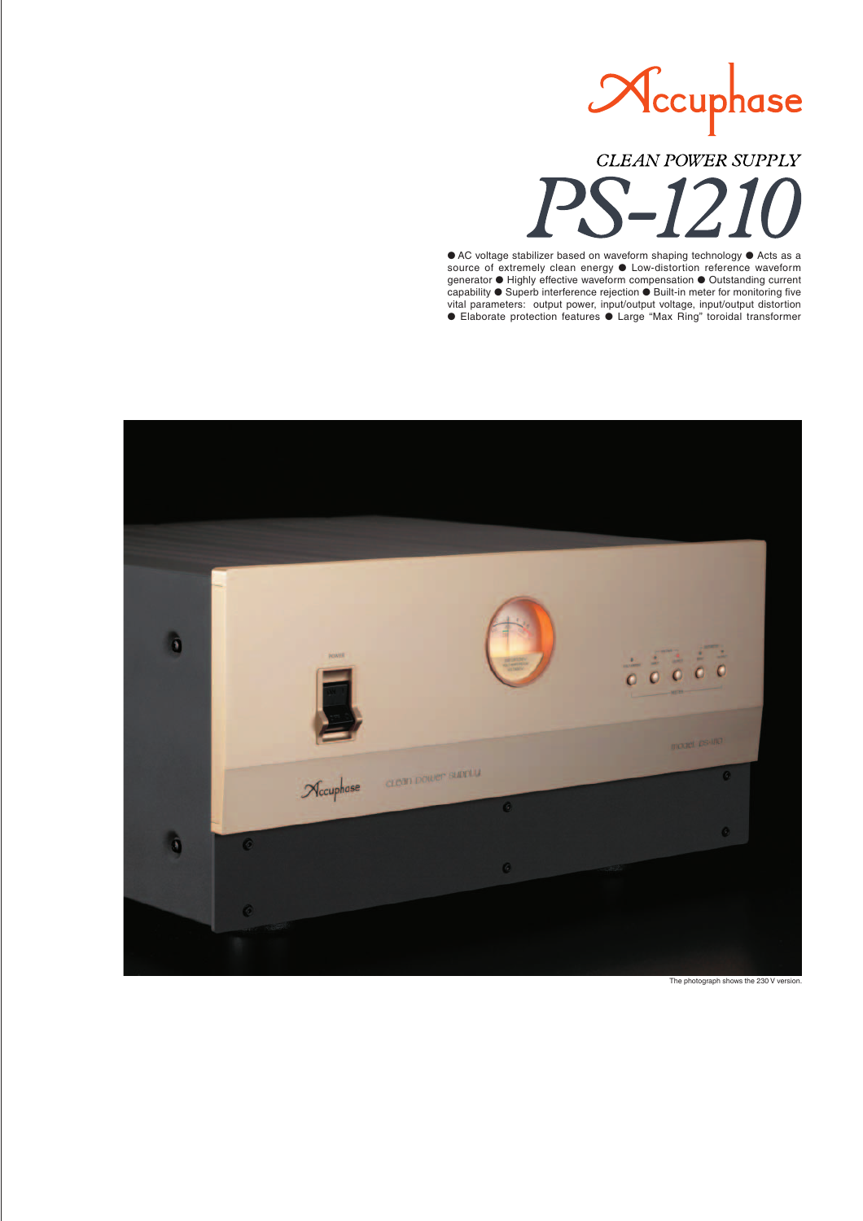Accuphase

# CLEAN POWER SUPPLY

# PS-1210

● AC voltage stabilizer based on waveform shaping technology ● Acts as a source of extremely clean energy ● Low-distortion reference waveform generator ● Highly effective waveform compensation ● Outstanding current capability ● Superb interference rejection ● Built-in meter for monitoring five vital parameters: output power, input/output voltage, input/output distortion ● Elaborate protection features ● Large "Max Ring" toroidal transformer

The photograph shows the 230 V version.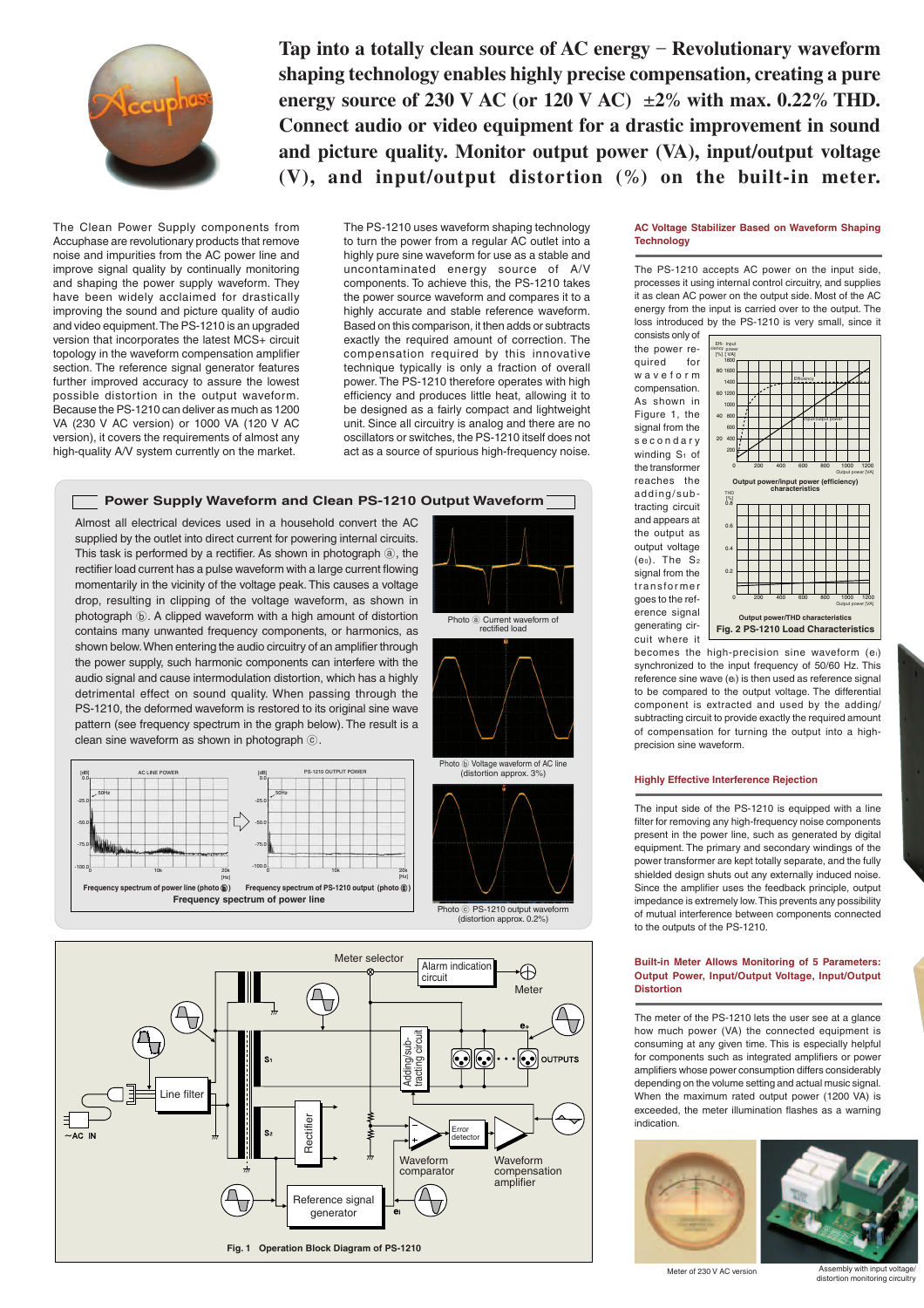# Tap into a totally clean source of AC energy – Revolutionary waveform shaping technology enables highly precise compensation, creating a pure energy source of 230 V AC (or 120 V AC) ±2% with max. 0.22% THD. Connect audio or video equipment for a drastic improvement in sound and picture quality. Monitor output power (VA), input/output voltage (V), and input/output distortion (%) on the built-in meter.

The Clean Power Supply components from Accuphase are revolutionary products that remove noise and impurities from the AC power line and improve signal quality by continually monitoring and shaping the power supply waveform. They have been widely acclaimed for drastically improving the sound and picture quality of audio and video equipment. The PS-1210 is an upgraded version that incorporates the latest MCS+ circuit topology in the waveform compensation amplifier section. The reference signal generator features further improved accuracy to assure the lowest possible distortion in the output waveform. Because the PS-1210 can deliver as much as 1200 VA (230 V AC version) or 1000 VA (120 V AC version), it covers the requirements of almost any high-quality A/V system currently on the market.

The PS-1210 uses waveform shaping technology to turn the power from a regular AC outlet into a highly pure sine waveform for use as a stable and uncontaminated energy source of A/V components. To achieve this, the PS-1210 takes the power source waveform and compares it to a highly accurate and stable reference waveform. Based on this comparison, it then adds or subtracts exactly the required amount of correction. The compensation required by this innovative technique typically is only a fraction of overall power. The PS-1210 therefore operates with high efficiency and produces little heat, allowing it to be designed as a fairly compact and lightweight unit. Since all circuitry is analog and there are no oscillators or switches, the PS-1210 itself does not act as a source of spurious high-frequency noise.

## Power Supply Waveform and Clean PS-1210 Output Waveform

Almost all electrical devices used in a household convert the AC supplied by the outlet into direct current for powering internal circuits. This task is performed by a rectifier. As shown in photograph ⓐ, the rectifier load current has a pulse waveform with a large current flowing momentarily in the vicinity of the voltage peak. This causes a voltage drop, resulting in clipping of the voltage waveform, as shown in photograph ⓑ. A clipped waveform with a high amount of distortion contains many unwanted frequency components, or harmonics, as shown below. When entering the audio circuitry of an amplifier through the power supply, such harmonic components can interfere with the audio signal and cause intermodulation distortion, which has a highly detrimental effect on sound quality. When passing through the PS-1210, the deformed waveform is restored to its original sine wave pattern (see frequency spectrum in the graph below). The result is a clean sine waveform as shown in photograph ⓒ.

Photo ⓐ Current waveform of rectified load

Photo ⓑ Voltage waveform of AC line (distortion approx. 3%)

Photo ⓒ PS-1210 output waveform (distortion approx. 0.2%)

Frequency spectrum of power line (photo ⓑ) — Frequency spectrum of PS-1210 output (photo ⓒ)

**Frequency spectrum of power line**

**Fig. 1 Operation Block Diagram of PS-1210**

## AC Voltage Stabilizer Based on Waveform Shaping Technology

The PS-1210 accepts AC power on the input side, processes it using internal control circuitry, and supplies it as clean AC power on the output side. Most of the AC energy from the input is carried over to the output. The loss introduced by the PS-1210 is very small, since it consists only of the power required for waveform compensation. As shown in Figure 1, the signal from the secondary winding $S_1$ of the transformer reaches the adding/subtracting circuit and appears at the output as output voltage ($e_o$). The $S_2$ signal from the transformer goes to the reference signal generating circuit where it becomes the high-precision sine waveform ($e_i$) synchronized to the input frequency of 50/60 Hz. This reference sine wave ($e_i$) is then used as reference signal to be compared to the output voltage. The differential component is extracted and used by the adding/subtracting circuit to provide exactly the required amount of compensation for turning the output into a high-precision sine waveform.

Output power/input power (efficiency) characteristics

Output power/THD characteristics

**Fig. 2 PS-1210 Load Characteristics**

## Highly Effective Interference Rejection

The input side of the PS-1210 is equipped with a line filter for removing any high-frequency noise components present in the power line, such as generated by digital equipment. The primary and secondary windings of the power transformer are kept totally separate, and the fully shielded design shuts out any externally induced noise. Since the amplifier uses the feedback principle, output impedance is extremely low. This prevents any possibility of mutual interference between components connected to the outputs of the PS-1210.

## Built-in Meter Allows Monitoring of 5 Parameters: Output Power, Input/Output Voltage, Input/Output Distortion

The meter of the PS-1210 lets the user see at a glance how much power (VA) the connected equipment is consuming at any given time. This is especially helpful for components such as integrated amplifiers or power amplifiers whose power consumption differs considerably depending on the volume setting and actual music signal. When the maximum rated output power (1200 VA) is exceeded, the meter illumination flashes as a warning indication.

Meter of 230 V AC version

Assembly with input voltage/distortion monitoring circuitry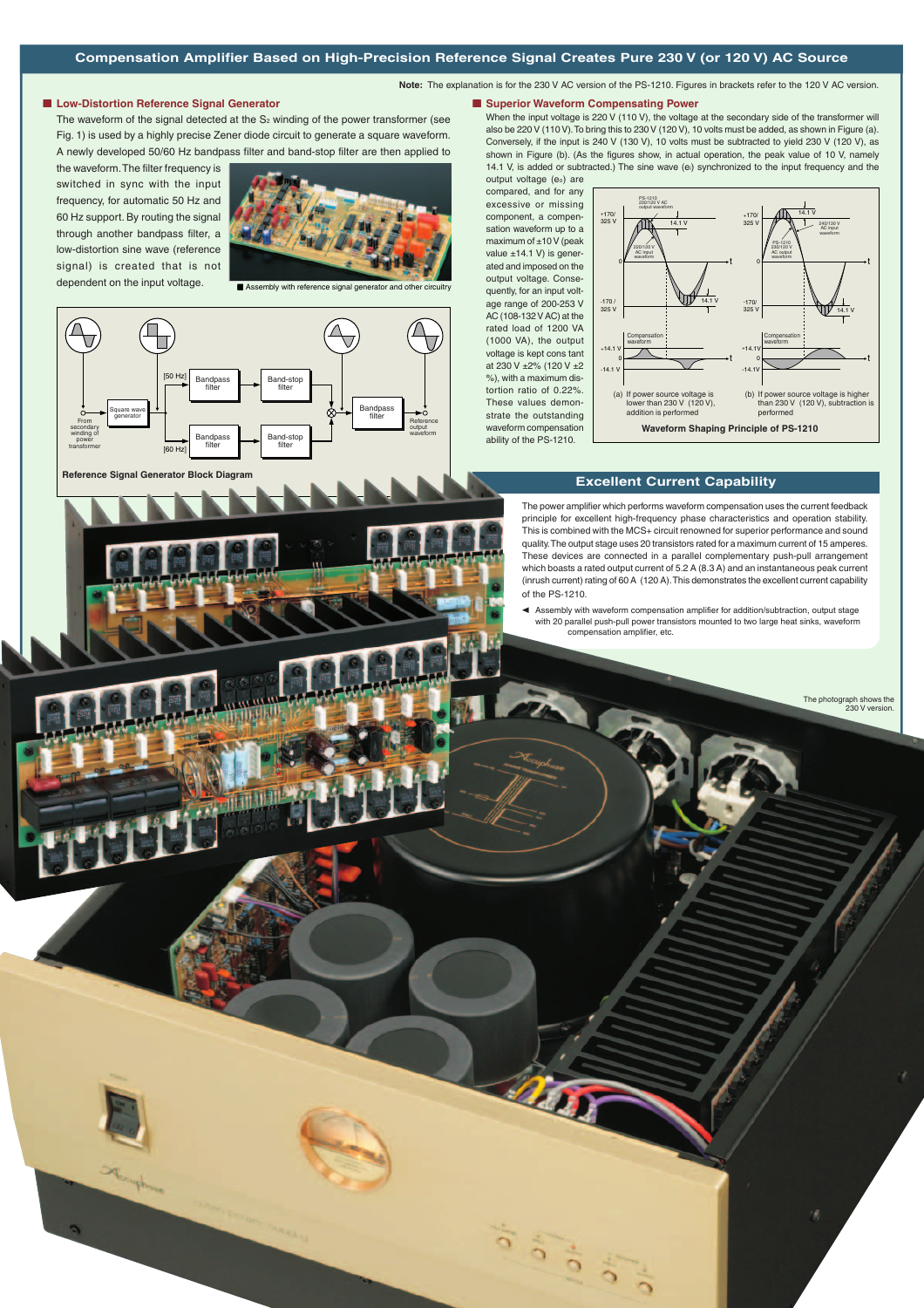# Compensation Amplifier Based on High-Precision Reference Signal Creates Pure 230 V (or 120 V) AC Source

**Note:** The explanation is for the 230 V AC version of the PS-1210. Figures in brackets refer to the 120 V AC version.

## Low-Distortion Reference Signal Generator

The waveform of the signal detected at the $S_2$ winding of the power transformer (see Fig. 1) is used by a highly precise Zener diode circuit to generate a square waveform. A newly developed 50/60 Hz bandpass filter and band-stop filter are then applied to the waveform. The filter frequency is switched in sync with the input frequency, for automatic 50 Hz and 60 Hz support. By routing the signal through another bandpass filter, a low-distortion sine wave (reference signal) is created that is not dependent on the input voltage.

Assembly with reference signal generator and other circuitry

Reference Signal Generator Block Diagram

## Superior Waveform Compensating Power

When the input voltage is 220 V (110 V), the voltage at the secondary side of the transformer will also be 220 V (110 V). To bring this to 230 V (120 V), 10 volts must be added, as shown in Figure (a). Conversely, if the input is 240 V (130 V), 10 volts must be subtracted to yield 230 V (120 V), as shown in Figure (b). (As the figures show, in actual operation, the peak value of 10 V, namely 14.1 V, is added or subtracted.) The sine wave ($e_i$) synchronized to the input frequency and the output voltage ($e_o$) are compared, and for any excessive or missing component, a compensation waveform up to a maximum of ±10 V (peak value ±14.1 V) is generated and imposed on the output voltage. Consequently, for an input voltage range of 200-253 V AC (108-132 V AC) at the rated load of 1200 VA (1000 VA), the output voltage is kept constant at 230 V ±2% (120 V ±2 %), with a maximum distortion ratio of 0.22%. These values demonstrate the outstanding waveform compensation ability of the PS-1210.

(a) If power source voltage is lower than 230 V (120 V), addition is performed

(b) If power source voltage is higher than 230 V (120 V), subtraction is performed

Waveform Shaping Principle of PS-1210

## Excellent Current Capability

The power amplifier which performs waveform compensation uses the current feedback principle for excellent high-frequency phase characteristics and operation stability. This is combined with the MCS+ circuit renowned for superior performance and sound quality. The output stage uses 20 transistors rated for a maximum current of 15 amperes. These devices are connected in a parallel complementary push-pull arrangement which boasts a rated output current of 5.2 A (8.3 A) and an instantaneous peak current (inrush current) rating of 60 A (120 A). This demonstrates the excellent current capability of the PS-1210.

◄ Assembly with waveform compensation amplifier for addition/subtraction, output stage with 20 parallel push-pull power transistors mounted to two large heat sinks, waveform compensation amplifier, etc.

The photograph shows the 230 V version.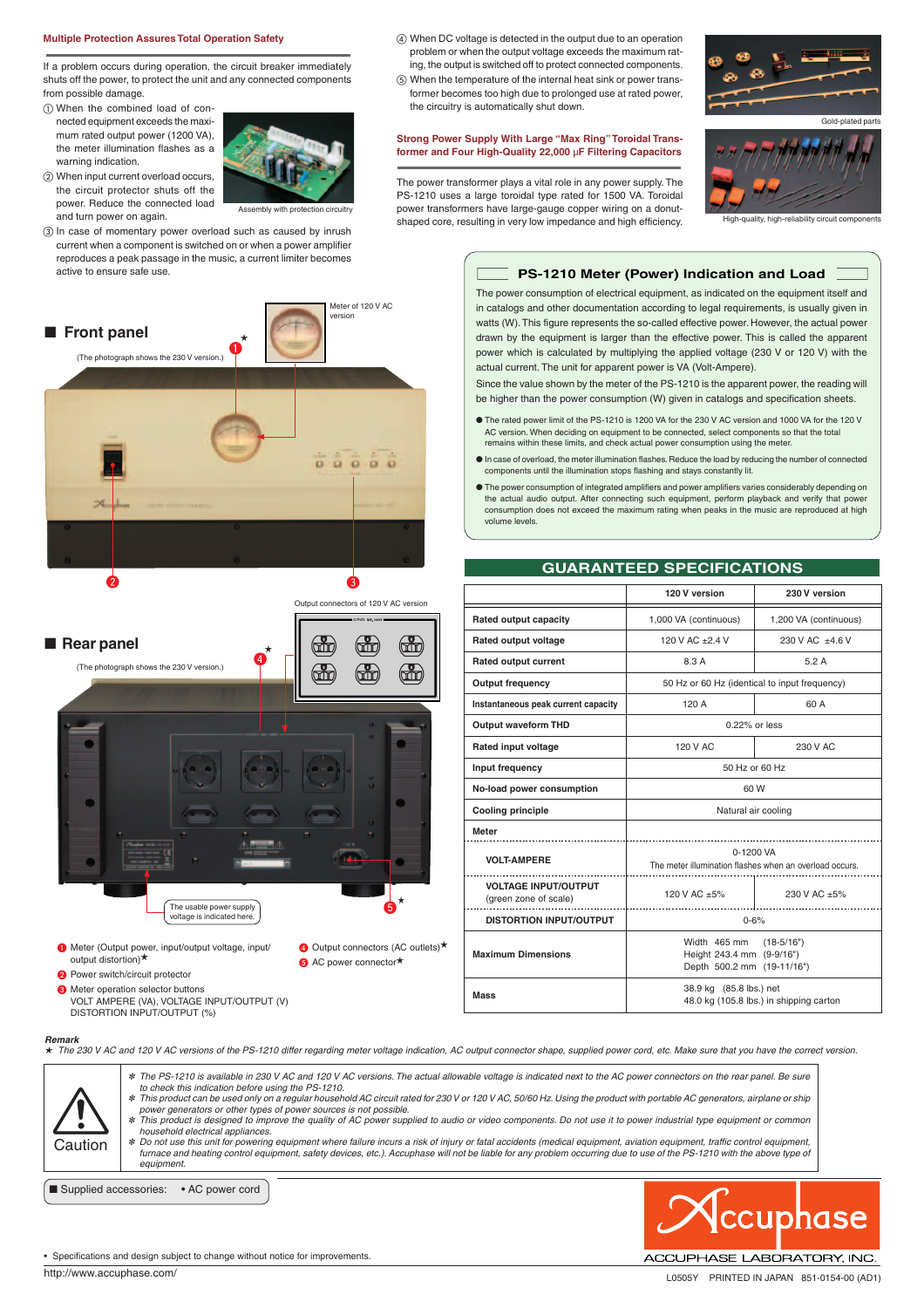## Multiple Protection Assures Total Operation Safety

If a problem occurs during operation, the circuit breaker immediately shuts off the power, to protect the unit and any connected components from possible damage.

① When the combined load of connected equipment exceeds the maximum rated output power (1200 VA), the meter illumination flashes as a warning indication.

② When input current overload occurs, the circuit protector shuts off the power. Reduce the connected load and turn power on again.

③ In case of momentary power overload such as caused by inrush current when a component is switched on or when a power amplifier reproduces a peak passage in the music, a current limiter becomes active to ensure safe use.

④ When DC voltage is detected in the output due to an operation problem or when the output voltage exceeds the maximum rating, the output is switched off to protect connected components.

⑤ When the temperature of the internal heat sink or power transformer becomes too high due to prolonged use at rated power, the circuitry is automatically shut down.

Assembly with protection circuitry

Gold-plated parts

## Strong Power Supply With Large "Max Ring" Toroidal Transformer and Four High-Quality 22,000 μF Filtering Capacitors

The power transformer plays a vital role in any power supply. The PS-1210 uses a large toroidal type rated for 1500 VA. Toroidal power transformers have large-gauge copper wiring on a donut-shaped core, resulting in very low impedance and high efficiency.

High-quality, high-reliability circuit components

## PS-1210 Meter (Power) Indication and Load

The power consumption of electrical equipment, as indicated on the equipment itself and in catalogs and other documentation according to legal requirements, is usually given in watts (W). This figure represents the so-called effective power. However, the actual power drawn by the equipment is larger than the effective power. This is called the apparent power which is calculated by multiplying the applied voltage (230 V or 120 V) with the actual current. The unit for apparent power is VA (Volt-Ampere).

Since the value shown by the meter of the PS-1210 is the apparent power, the reading will be higher than the power consumption (W) given in catalogs and specification sheets.

- The rated power limit of the PS-1210 is 1200 VA for the 230 V AC version and 1000 VA for the 120 V AC version. When deciding on equipment to be connected, select components so that the total remains within these limits, and check actual power consumption using the meter.
- In case of overload, the meter illumination flashes. Reduce the load by reducing the number of connected components until the illumination stops flashing and stays constantly lit.
- The power consumption of integrated amplifiers and power amplifiers varies considerably depending on the actual audio output. After connecting such equipment, perform playback and verify that power consumption does not exceed the maximum rating when peaks in the music are reproduced at high volume levels.

## Front panel

(The photograph shows the 230 V version.)

Meter of 120 V AC version

## Rear panel

(The photograph shows the 230 V version.)

Output connectors of 120 V AC version

The usable power supply voltage is indicated here.

❶ Meter (Output power, input/output voltage, input/output distortion)★
❷ Power switch/circuit protector
❸ Meter operation selector buttons VOLT AMPERE (VA), VOLTAGE INPUT/OUTPUT (V) DISTORTION INPUT/OUTPUT (%)
❹ Output connectors (AC outlets)★
❺ AC power connector★

## GUARANTEED SPECIFICATIONS

| | 120 V version | 230 V version |
|---|---|---|
| Rated output capacity | 1,000 VA (continuous) | 1,200 VA (continuous) |
| Rated output voltage | 120 V AC ±2.4 V | 230 V AC ±4.6 V |
| Rated output current | 8.3 A | 5.2 A |
| Output frequency | 50 Hz or 60 Hz (identical to input frequency) | |
| Instantaneous peak current capacity | 120 A | 60 A |
| Output waveform THD | 0.22% or less | |
| Rated input voltage | 120 V AC | 230 V AC |
| Input frequency | 50 Hz or 60 Hz | |
| No-load power consumption | 60 W | |
| Cooling principle | Natural air cooling | |
| Meter | | |
| VOLT-AMPERE | 0-1200 VA<br>The meter illumination flashes when an overload occurs. | |
| VOLTAGE INPUT/OUTPUT (green zone of scale) | 120 V AC ±5% | 230 V AC ±5% |
| DISTORTION INPUT/OUTPUT | 0-6% | |
| Maximum Dimensions | Width 465 mm (18-5/16")<br>Height 243.4 mm (9-9/16")<br>Depth 500.2 mm (19-11/16") | |
| Mass | 38.9 kg (85.8 lbs.) net<br>48.0 kg (105.8 lbs.) in shipping carton | |

***Remark***

★ *The 230 V AC and 120 V AC versions of the PS-1210 differ regarding meter voltage indication, AC output connector shape, supplied power cord, etc. Make sure that you have the correct version.*

**Caution**

- *The PS-1210 is available in 230 V AC and 120 V AC versions. The actual allowable voltage is indicated next to the AC power connectors on the rear panel. Be sure to check this indication before using the PS-1210.*
- *This product can be used only on a regular household AC circuit rated for 230 V or 120 V AC, 50/60 Hz. Using the product with portable AC generators, airplane or ship power generators or other types of power sources is not possible.*
- *This product is designed to improve the quality of AC power supplied to audio or video components. Do not use it to power industrial type equipment or common household electrical appliances.*
- *Do not use this unit for powering equipment where failure incurs a risk of injury or fatal accidents (medical equipment, aviation equipment, traffic control equipment, furnace and heating control equipment, safety devices, etc.). Accuphase will not be liable for any problem occurring due to use of the PS-1210 with the above type of equipment.*

■ Supplied accessories: • AC power cord

Accuphase

ACCUPHASE LABORATORY, INC.

• Specifications and design subject to change without notice for improvements.

http://www.accuphase.com/

L0505Y PRINTED IN JAPAN 851-0154-00 (AD1)